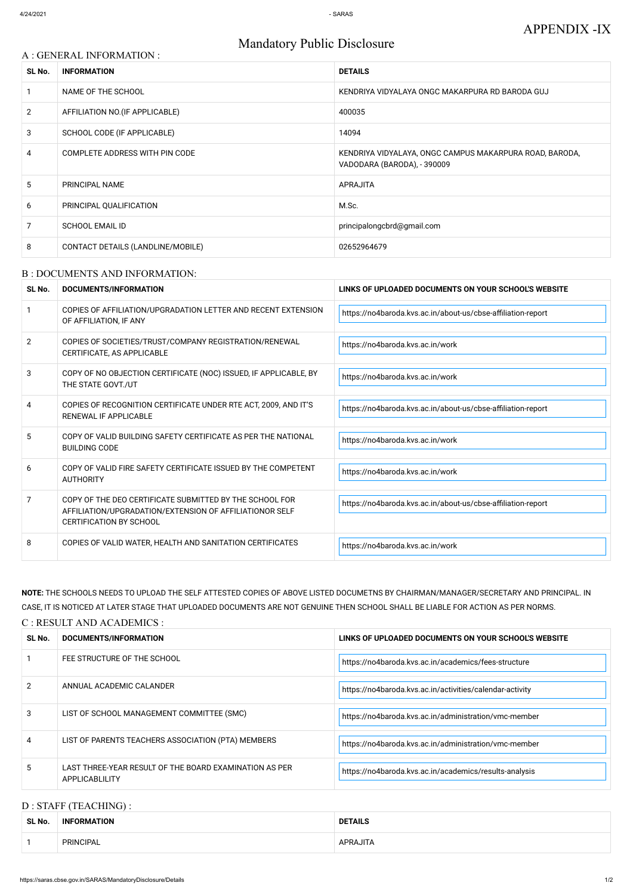APPENDIX -IX

# Mandatory Public Disclosure

## A : GENERAL INFORMATION :

| SL No. | INFORMATION | DETAILS |
|---|---|---|
| 1 | NAME OF THE SCHOOL | KENDRIYA VIDYALAYA ONGC MAKARPURA RD BARODA GUJ |
| 2 | AFFILIATION NO.(IF APPLICABLE) | 400035 |
| 3 | SCHOOL CODE (IF APPLICABLE) | 14094 |
| 4 | COMPLETE ADDRESS WITH PIN CODE | KENDRIYA VIDYALAYA, ONGC CAMPUS MAKARPURA ROAD, BARODA, VADODARA (BARODA), - 390009 |
| 5 | PRINCIPAL NAME | APRAJITA |
| 6 | PRINCIPAL QUALIFICATION | M.Sc. |
| 7 | SCHOOL EMAIL ID | principalongcbrd@gmail.com |
| 8 | CONTACT DETAILS (LANDLINE/MOBILE) | 02652964679 |

## B : DOCUMENTS AND INFORMATION:

| SL No. | DOCUMENTS/INFORMATION | LINKS OF UPLOADED DOCUMENTS ON YOUR SCHOOL'S WEBSITE |
|---|---|---|
| 1 | COPIES OF AFFILIATION/UPGRADATION LETTER AND RECENT EXTENSION OF AFFILIATION, IF ANY | https://no4baroda.kvs.ac.in/about-us/cbse-affiliation-report |
| 2 | COPIES OF SOCIETIES/TRUST/COMPANY REGISTRATION/RENEWAL CERTIFICATE, AS APPLICABLE | https://no4baroda.kvs.ac.in/work |
| 3 | COPY OF NO OBJECTION CERTIFICATE (NOC) ISSUED, IF APPLICABLE, BY THE STATE GOVT./UT | https://no4baroda.kvs.ac.in/work |
| 4 | COPIES OF RECOGNITION CERTIFICATE UNDER RTE ACT, 2009, AND IT'S RENEWAL IF APPLICABLE | https://no4baroda.kvs.ac.in/about-us/cbse-affiliation-report |
| 5 | COPY OF VALID BUILDING SAFETY CERTIFICATE AS PER THE NATIONAL BUILDING CODE | https://no4baroda.kvs.ac.in/work |
| 6 | COPY OF VALID FIRE SAFETY CERTIFICATE ISSUED BY THE COMPETENT AUTHORITY | https://no4baroda.kvs.ac.in/work |
| 7 | COPY OF THE DEO CERTIFICATE SUBMITTED BY THE SCHOOL FOR AFFILIATION/UPGRADATION/EXTENSION OF AFFILIATIONOR SELF CERTIFICATION BY SCHOOL | https://no4baroda.kvs.ac.in/about-us/cbse-affiliation-report |
| 8 | COPIES OF VALID WATER, HEALTH AND SANITATION CERTIFICATES | https://no4baroda.kvs.ac.in/work |

**NOTE:** THE SCHOOLS NEEDS TO UPLOAD THE SELF ATTESTED COPIES OF ABOVE LISTED DOCUMETNS BY CHAIRMAN/MANAGER/SECRETARY AND PRINCIPAL. IN CASE, IT IS NOTICED AT LATER STAGE THAT UPLOADED DOCUMENTS ARE NOT GENUINE THEN SCHOOL SHALL BE LIABLE FOR ACTION AS PER NORMS.

## C : RESULT AND ACADEMICS :

| SL No. | DOCUMENTS/INFORMATION | LINKS OF UPLOADED DOCUMENTS ON YOUR SCHOOL'S WEBSITE |
|---|---|---|
| 1 | FEE STRUCTURE OF THE SCHOOL | https://no4baroda.kvs.ac.in/academics/fees-structure |
| 2 | ANNUAL ACADEMIC CALANDER | https://no4baroda.kvs.ac.in/activities/calendar-activity |
| 3 | LIST OF SCHOOL MANAGEMENT COMMITTEE (SMC) | https://no4baroda.kvs.ac.in/administration/vmc-member |
| 4 | LIST OF PARENTS TEACHERS ASSOCIATION (PTA) MEMBERS | https://no4baroda.kvs.ac.in/administration/vmc-member |
| 5 | LAST THREE-YEAR RESULT OF THE BOARD EXAMINATION AS PER APPLICABLILITY | https://no4baroda.kvs.ac.in/academics/results-analysis |

## D : STAFF (TEACHING) :

| SL No. | INFORMATION | DETAILS |
|---|---|---|
| 1 | PRINCIPAL | APRAJITA |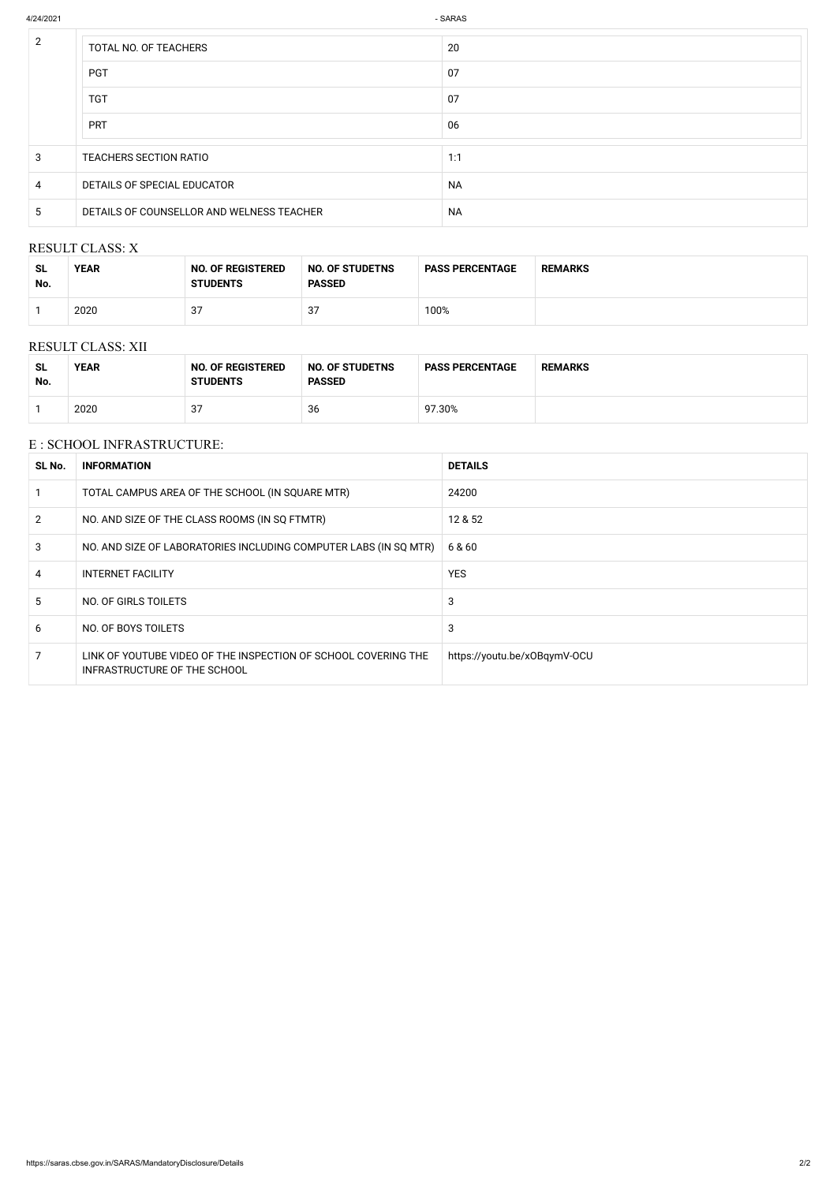| | | |
|---|---|---|
| 2 | TOTAL NO. OF TEACHERS | 20 |
| | PGT | 07 |
| | TGT | 07 |
| | PRT | 06 |
| 3 | TEACHERS SECTION RATIO | 1:1 |
| 4 | DETAILS OF SPECIAL EDUCATOR | NA |
| 5 | DETAILS OF COUNSELLOR AND WELNESS TEACHER | NA |

## RESULT CLASS: X

| SL No. | YEAR | NO. OF REGISTERED STUDENTS | NO. OF STUDETNS PASSED | PASS PERCENTAGE | REMARKS |
|---|---|---|---|---|---|
| 1 | 2020 | 37 | 37 | 100% | |

## RESULT CLASS: XII

| SL No. | YEAR | NO. OF REGISTERED STUDENTS | NO. OF STUDETNS PASSED | PASS PERCENTAGE | REMARKS |
|---|---|---|---|---|---|
| 1 | 2020 | 37 | 36 | 97.30% | |

## E : SCHOOL INFRASTRUCTURE:

| SL No. | INFORMATION | DETAILS |
|---|---|---|
| 1 | TOTAL CAMPUS AREA OF THE SCHOOL (IN SQUARE MTR) | 24200 |
| 2 | NO. AND SIZE OF THE CLASS ROOMS (IN SQ FTMTR) | 12 & 52 |
| 3 | NO. AND SIZE OF LABORATORIES INCLUDING COMPUTER LABS (IN SQ MTR) | 6 & 60 |
| 4 | INTERNET FACILITY | YES |
| 5 | NO. OF GIRLS TOILETS | 3 |
| 6 | NO. OF BOYS TOILETS | 3 |
| 7 | LINK OF YOUTUBE VIDEO OF THE INSPECTION OF SCHOOL COVERING THE INFRASTRUCTURE OF THE SCHOOL | https://youtu.be/xOBqymV-OCU |